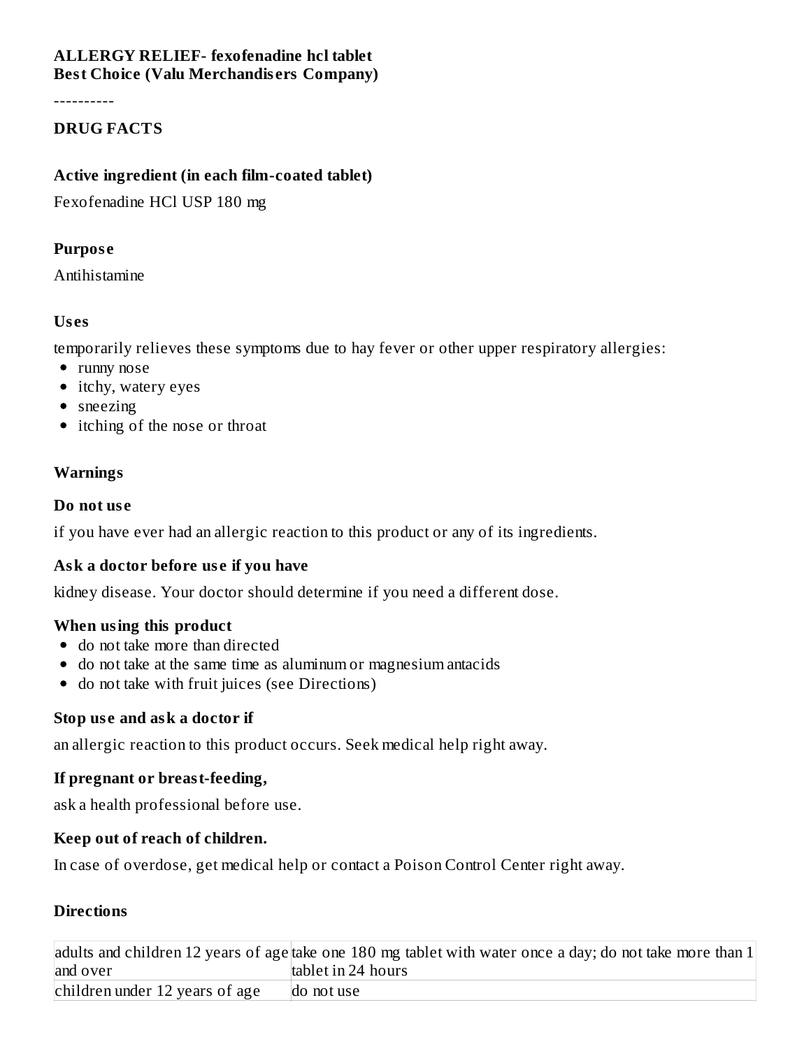**ALLERGY RELIEF- fexofenadine hcl tablet**
**Best Choice (Valu Merchandisers Company)**

----------

## DRUG FACTS

### Active ingredient (in each film-coated tablet)

Fexofenadine HCl USP 180 mg

### Purpose

Antihistamine

### Uses

temporarily relieves these symptoms due to hay fever or other upper respiratory allergies:

- runny nose
- itchy, watery eyes
- sneezing
- itching of the nose or throat

### Warnings

#### Do not use

if you have ever had an allergic reaction to this product or any of its ingredients.

#### Ask a doctor before use if you have

kidney disease. Your doctor should determine if you need a different dose.

#### When using this product

- do not take more than directed
- do not take at the same time as aluminum or magnesium antacids
- do not take with fruit juices (see Directions)

#### Stop use and ask a doctor if

an allergic reaction to this product occurs. Seek medical help right away.

#### If pregnant or breast-feeding,

ask a health professional before use.

#### Keep out of reach of children.

In case of overdose, get medical help or contact a Poison Control Center right away.

### Directions

| | |
|---|---|
| adults and children 12 years of age and over | take one 180 mg tablet with water once a day; do not take more than 1 tablet in 24 hours |
| children under 12 years of age | do not use |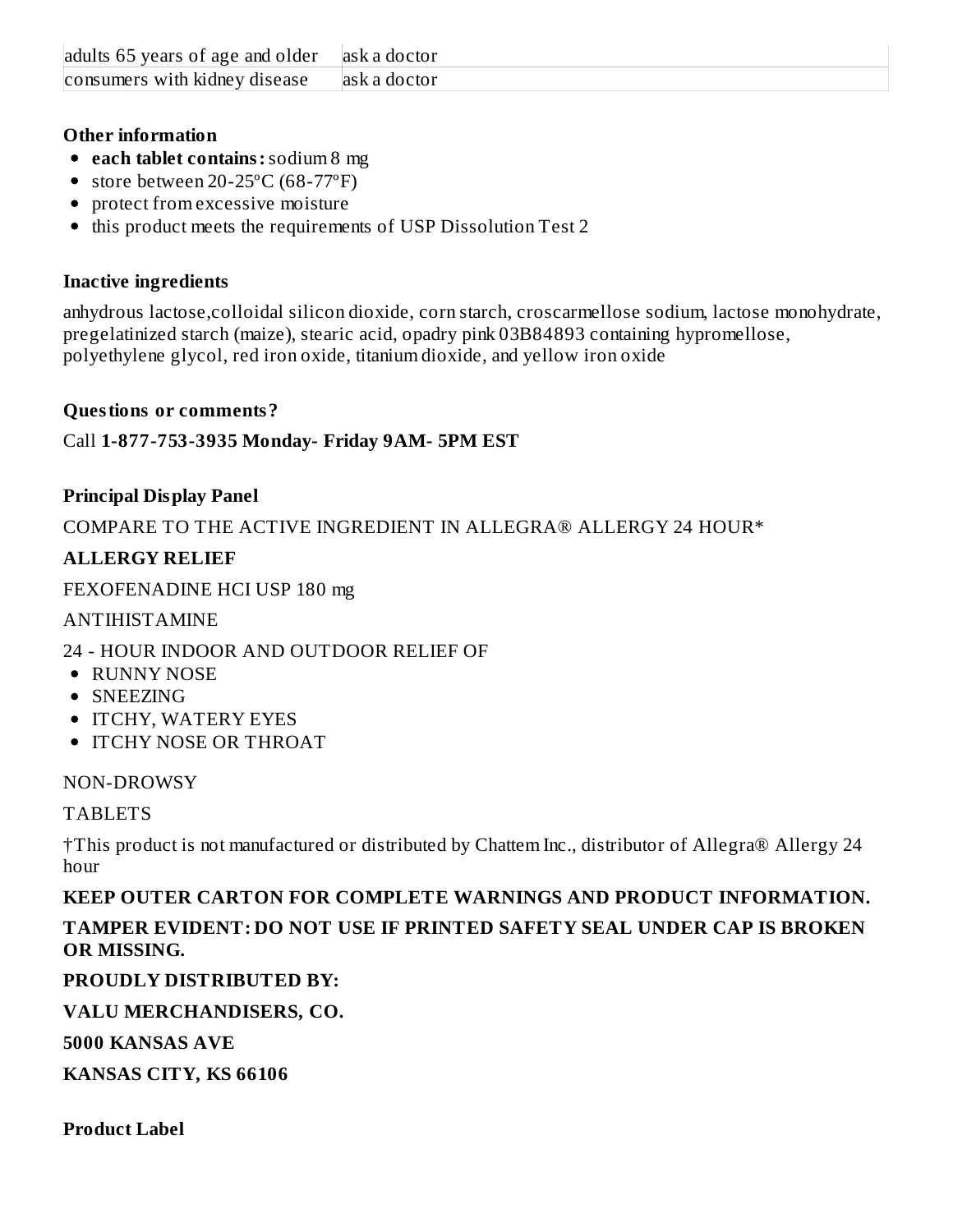| | |
|---|---|
| adults 65 years of age and older | ask a doctor |
| consumers with kidney disease | ask a doctor |

### Other information

- **each tablet contains:** sodium 8 mg
- store between 20-25ºC (68-77ºF)
- protect from excessive moisture
- this product meets the requirements of USP Dissolution Test 2

### Inactive ingredients

anhydrous lactose,colloidal silicon dioxide, corn starch, croscarmellose sodium, lactose monohydrate, pregelatinized starch (maize), stearic acid, opadry pink 03B84893 containing hypromellose, polyethylene glycol, red iron oxide, titanium dioxide, and yellow iron oxide

### Questions or comments?

Call **1-877-753-3935 Monday- Friday 9AM- 5PM EST**

### Principal Display Panel

COMPARE TO THE ACTIVE INGREDIENT IN ALLEGRA® ALLERGY 24 HOUR*

**ALLERGY RELIEF**

FEXOFENADINE HCI USP 180 mg

ANTIHISTAMINE

24 - HOUR INDOOR AND OUTDOOR RELIEF OF

- RUNNY NOSE
- SNEEZING
- ITCHY, WATERY EYES
- ITCHY NOSE OR THROAT

NON-DROWSY

TABLETS

†This product is not manufactured or distributed by Chattem Inc., distributor of Allegra® Allergy 24 hour

**KEEP OUTER CARTON FOR COMPLETE WARNINGS AND PRODUCT INFORMATION.**

**TAMPER EVIDENT: DO NOT USE IF PRINTED SAFETY SEAL UNDER CAP IS BROKEN OR MISSING.**

**PROUDLY DISTRIBUTED BY:**

**VALU MERCHANDISERS, CO.**

**5000 KANSAS AVE**

**KANSAS CITY, KS 66106**

### Product Label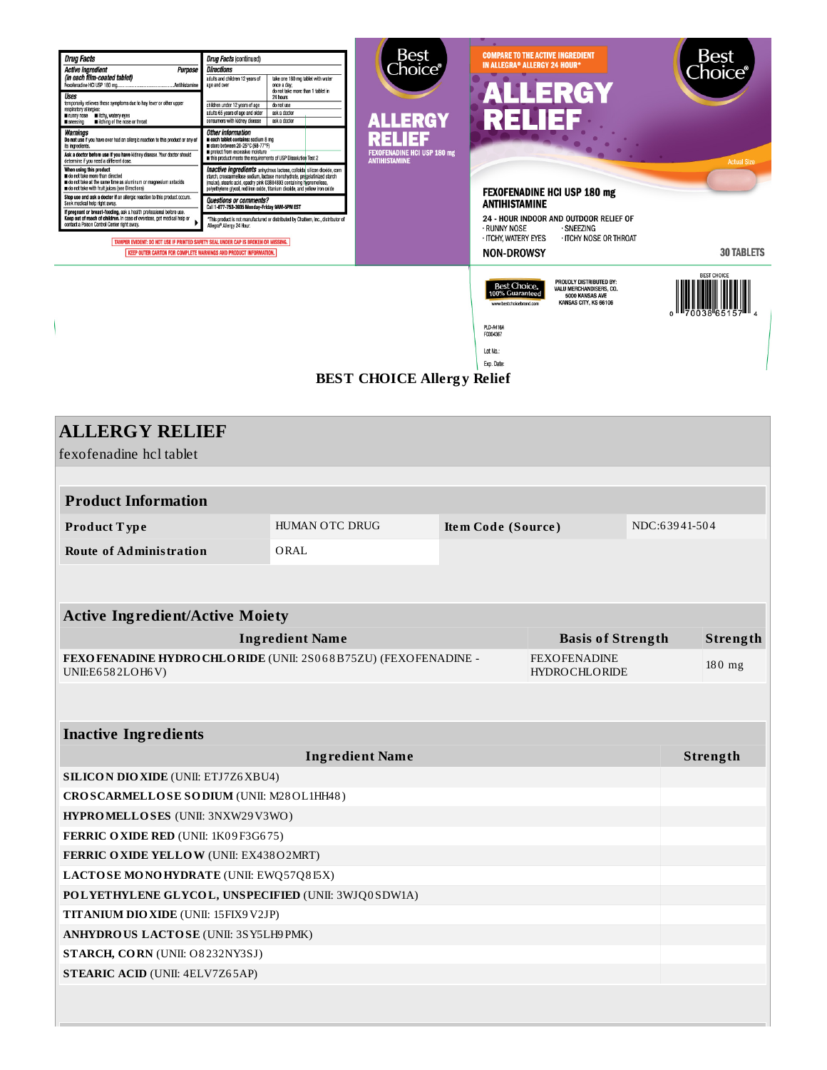**Drug Facts**

**Active ingredient (in each film-coated tablet)** — **Purpose**
Fexofenadine HCl USP 180 mg ........ Antihistamine

**Uses**
temporarily relieves these symptoms due to hay fever or other upper respiratory allergies:
- runny nose
- itchy, watery eyes
- sneezing
- itching of the nose or throat

**Warnings**
**Do not use** if you have ever had an allergic reaction to this product or any of its ingredients.

**Ask a doctor before use if you have** kidney disease. Your doctor should determine if you need a different dose.

**When using this product**
- do not take more than directed
- do not take at the same time as aluminum or magnesium antacids
- do not take with fruit juices (see Directions)

**Stop use and ask a doctor** if an allergic reaction to this product occurs. Seek medical help right away.

**If pregnant or breast-feeding,** ask a health professional before use.
**Keep out of reach of children.** In case of overdose, get medical help or contact a Poison Control Center right away.

**Drug Facts (continued)**

**Directions**

| | |
|---|---|
| adults and children 12 years of age and over | take one 180 mg tablet with water once a day; do not take more than 1 tablet in 24 hours |
| children under 12 years of age | do not use |
| adults 65 years of age and older | ask a doctor |
| consumers with kidney disease | ask a doctor |

**Other information**
- **each tablet contains:** sodium 8 mg
- store between 20-25°C (68-77°F)
- protect from excessive moisture
- this product meets the requirements of USP Dissolution Test 2

**Inactive ingredients** anhydrous lactose, colloidal silicon dioxide, corn starch, croscarmellose sodium, lactose monohydrate, pregelatinized starch (maize), stearic acid, opadry pink 03B84893 containing hypromellose, polyethylene glycol, red iron oxide, titanium dioxide, and yellow iron oxide

**Questions or comments?**
Call 1-877-753-3935 Monday-Friday 9AM-5PM EST

*This product is not manufactured or distributed by Chattem, Inc., distributor of Allegra® Allergy 24 Hour.

TAMPER EVIDENT: DO NOT USE IF PRINTED SAFETY SEAL UNDER CAP IS BROKEN OR MISSING.
KEEP OUTER CARTON FOR COMPLETE WARNINGS AND PRODUCT INFORMATION.

Best Choice®

ALLERGY RELIEF
FEXOFENADINE HCl USP 180 mg
ANTIHISTAMINE

COMPARE TO THE ACTIVE INGREDIENT IN ALLEGRA® ALLERGY 24 HOUR*

ALLERGY RELIEF

Actual Size

FEXOFENADINE HCl USP 180 mg
ANTIHISTAMINE

24 - HOUR INDOOR AND OUTDOOR RELIEF OF
- RUNNY NOSE
- SNEEZING
- ITCHY, WATERY EYES
- ITCHY NOSE OR THROAT

NON-DROWSY

30 TABLETS

Best Choice. 100% Guaranteed
www.bestchoicebrand.com

PROUDLY DISTRIBUTED BY:
VALU MERCHANDISERS, CO.
5000 KANSAS AVE
KANSAS CITY, KS 66106

BEST CHOICE
0 70038 65157 4

PLD-M16A
FC004367

Lot No.:
Exp. Date:

**BEST CHOICE Allergy Relief**

# ALLERGY RELIEF

fexofenadine hcl tablet

## Product Information

| | | | |
|---|---|---|---|
| **Product Type** | HUMAN OTC DRUG | **Item Code (Source)** | NDC:63941-504 |
| **Route of Administration** | ORAL | | |

## Active Ingredient/Active Moiety

| Ingredient Name | Basis of Strength | Strength |
|---|---|---|
| **FEXOFENADINE HYDROCHLORIDE** (UNII: 2S068B75ZU) (FEXOFENADINE - UNII:E6582LOH6V) | FEXOFENADINE HYDROCHLORIDE | 180 mg |

## Inactive Ingredients

| Ingredient Name | Strength |
|---|---|
| **SILICON DIOXIDE** (UNII: ETJ7Z6XBU4) | |
| **CROSCARMELLOSE SODIUM** (UNII: M28OL1HH48) | |
| **HYPROMELLOSES** (UNII: 3NXW29V3WO) | |
| **FERRIC OXIDE RED** (UNII: 1K09F3G675) | |
| **FERRIC OXIDE YELLOW** (UNII: EX438O2MRT) | |
| **LACTOSE MONOHYDRATE** (UNII: EWQ57Q8I5X) | |
| **POLYETHYLENE GLYCOL, UNSPECIFIED** (UNII: 3WJQ0SDW1A) | |
| **TITANIUM DIOXIDE** (UNII: 15FIX9V2JP) | |
| **ANHYDROUS LACTOSE** (UNII: 3SY5LH9PMK) | |
| **STARCH, CORN** (UNII: O8232NY3SJ) | |
| **STEARIC ACID** (UNII: 4ELV7Z65AP) | |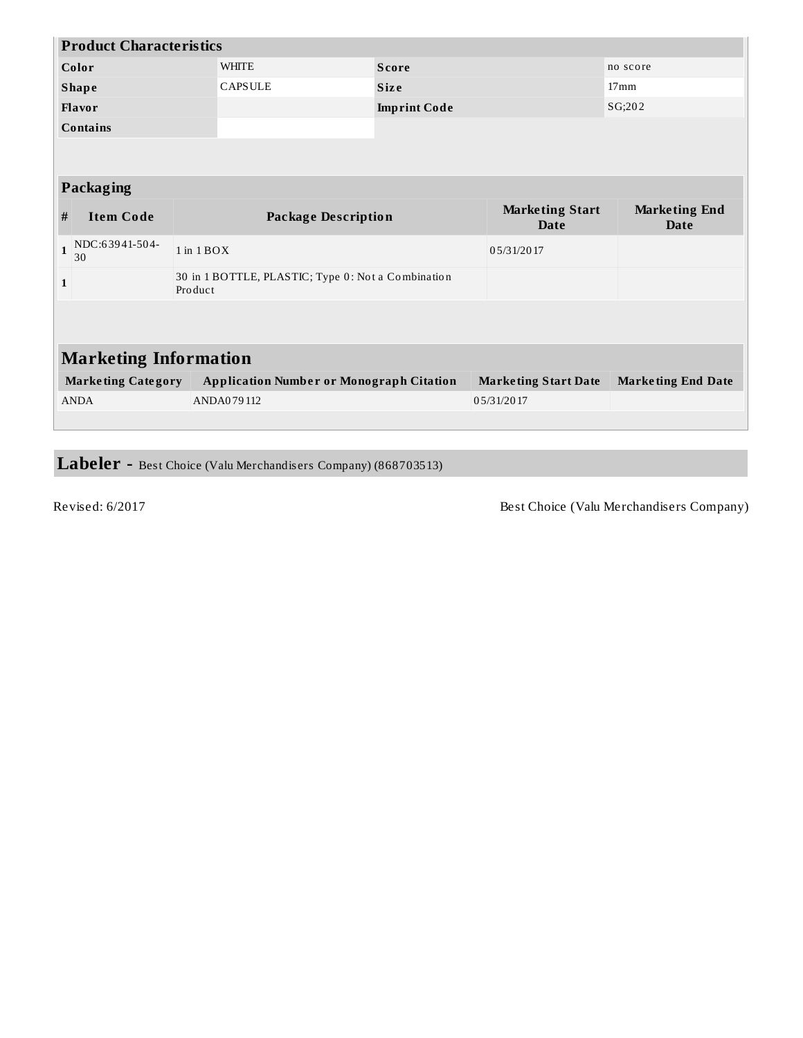## Product Characteristics

| | | | |
|---|---|---|---|
| **Color** | WHITE | **Score** | no score |
| **Shape** | CAPSULE | **Size** | 17mm |
| **Flavor** | | **Imprint Code** | SG;202 |
| **Contains** | | | |

## Packaging

| # | Item Code | Package Description | Marketing Start Date | Marketing End Date |
|---|---|---|---|---|
| 1 | NDC:63941-504-30 | 1 in 1 BOX | 05/31/2017 | |
| 1 | | 30 in 1 BOTTLE, PLASTIC; Type 0: Not a Combination Product | | |

## Marketing Information

| Marketing Category | Application Number or Monograph Citation | Marketing Start Date | Marketing End Date |
|---|---|---|---|
| ANDA | ANDA079112 | 05/31/2017 | |

**Labeler -** Best Choice (Valu Merchandisers Company) (868703513)

Revised: 6/2017

Best Choice (Valu Merchandisers Company)